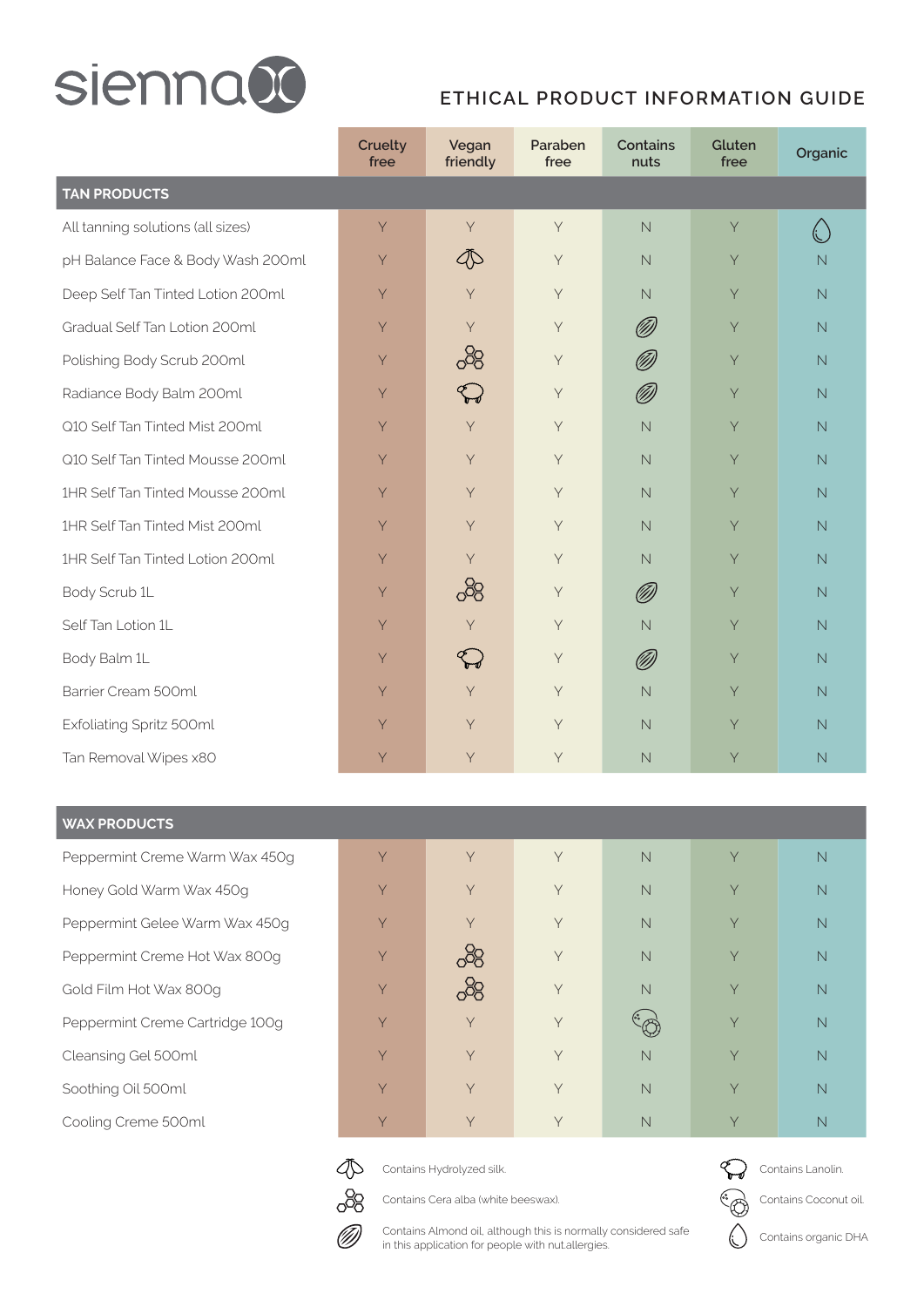# sienna x

## ETHICAL PRODUCT INFORMATION GUIDE

| | Cruelty free | Vegan friendly | Paraben free | Contains nuts | Gluten free | Organic |
|---|---|---|---|---|---|---|
| **TAN PRODUCTS** | | | | | | |
| All tanning solutions (all sizes) | Y | Y | Y | N | Y | Contains organic DHA |
| pH Balance Face & Body Wash 200ml | Y | Contains Hydrolyzed silk | Y | N | Y | N |
| Deep Self Tan Tinted Lotion 200ml | Y | Y | Y | N | Y | N |
| Gradual Self Tan Lotion 200ml | Y | Y | Y | Contains Almond oil | Y | N |
| Polishing Body Scrub 200ml | Y | Contains Cera alba (white beeswax) | Y | Contains Almond oil | Y | N |
| Radiance Body Balm 200ml | Y | Contains Lanolin | Y | Contains Almond oil | Y | N |
| Q10 Self Tan Tinted Mist 200ml | Y | Y | Y | N | Y | N |
| Q10 Self Tan Tinted Mousse 200ml | Y | Y | Y | N | Y | N |
| 1HR Self Tan Tinted Mousse 200ml | Y | Y | Y | N | Y | N |
| 1HR Self Tan Tinted Mist 200ml | Y | Y | Y | N | Y | N |
| 1HR Self Tan Tinted Lotion 200ml | Y | Y | Y | N | Y | N |
| Body Scrub 1L | Y | Contains Cera alba (white beeswax) | Y | Contains Almond oil | Y | N |
| Self Tan Lotion 1L | Y | Y | Y | N | Y | N |
| Body Balm 1L | Y | Contains Lanolin | Y | Contains Almond oil | Y | N |
| Barrier Cream 500ml | Y | Y | Y | N | Y | N |
| Exfoliating Spritz 500ml | Y | Y | Y | N | Y | N |
| Tan Removal Wipes x80 | Y | Y | Y | N | Y | N |
| **WAX PRODUCTS** | | | | | | |
| Peppermint Creme Warm Wax 450g | Y | Y | Y | N | Y | N |
| Honey Gold Warm Wax 450g | Y | Y | Y | N | Y | N |
| Peppermint Gelee Warm Wax 450g | Y | Y | Y | N | Y | N |
| Peppermint Creme Hot Wax 800g | Y | Contains Cera alba (white beeswax) | Y | N | Y | N |
| Gold Film Hot Wax 800g | Y | Contains Cera alba (white beeswax) | Y | N | Y | N |
| Peppermint Creme Cartridge 100g | Y | Y | Y | Contains Coconut oil | Y | N |
| Cleansing Gel 500ml | Y | Y | Y | N | Y | N |
| Soothing Oil 500ml | Y | Y | Y | N | Y | N |
| Cooling Creme 500ml | Y | Y | Y | N | Y | N |

Key:

- Contains Hydrolyzed silk.
- Contains Cera alba (white beeswax).
- Contains Almond oil, although this is normally considered safe in this application for people with nut allergies.
- Contains Lanolin.
- Contains Coconut oil.
- Contains organic DHA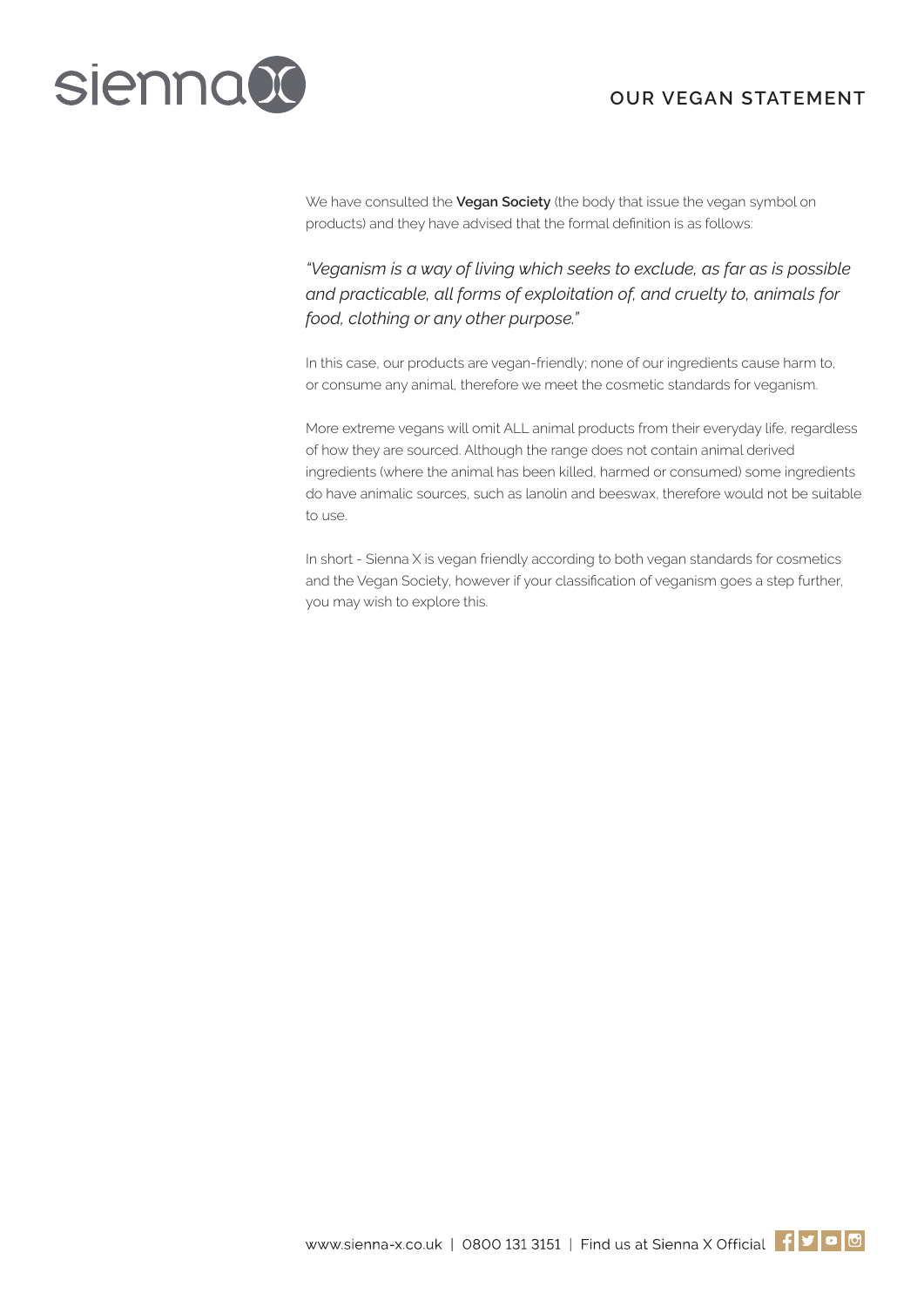# OUR VEGAN STATEMENT

We have consulted the **Vegan Society** (the body that issue the vegan symbol on products) and they have advised that the formal definition is as follows:

*"Veganism is a way of living which seeks to exclude, as far as is possible and practicable, all forms of exploitation of, and cruelty to, animals for food, clothing or any other purpose."*

In this case, our products are vegan-friendly; none of our ingredients cause harm to, or consume any animal, therefore we meet the cosmetic standards for veganism.

More extreme vegans will omit ALL animal products from their everyday life, regardless of how they are sourced. Although the range does not contain animal derived ingredients (where the animal has been killed, harmed or consumed) some ingredients do have animalic sources, such as lanolin and beeswax, therefore would not be suitable to use.

In short - Sienna X is vegan friendly according to both vegan standards for cosmetics and the Vegan Society, however if your classification of veganism goes a step further, you may wish to explore this.

www.sienna-x.co.uk | 0800 131 3151 | Find us at Sienna X Official